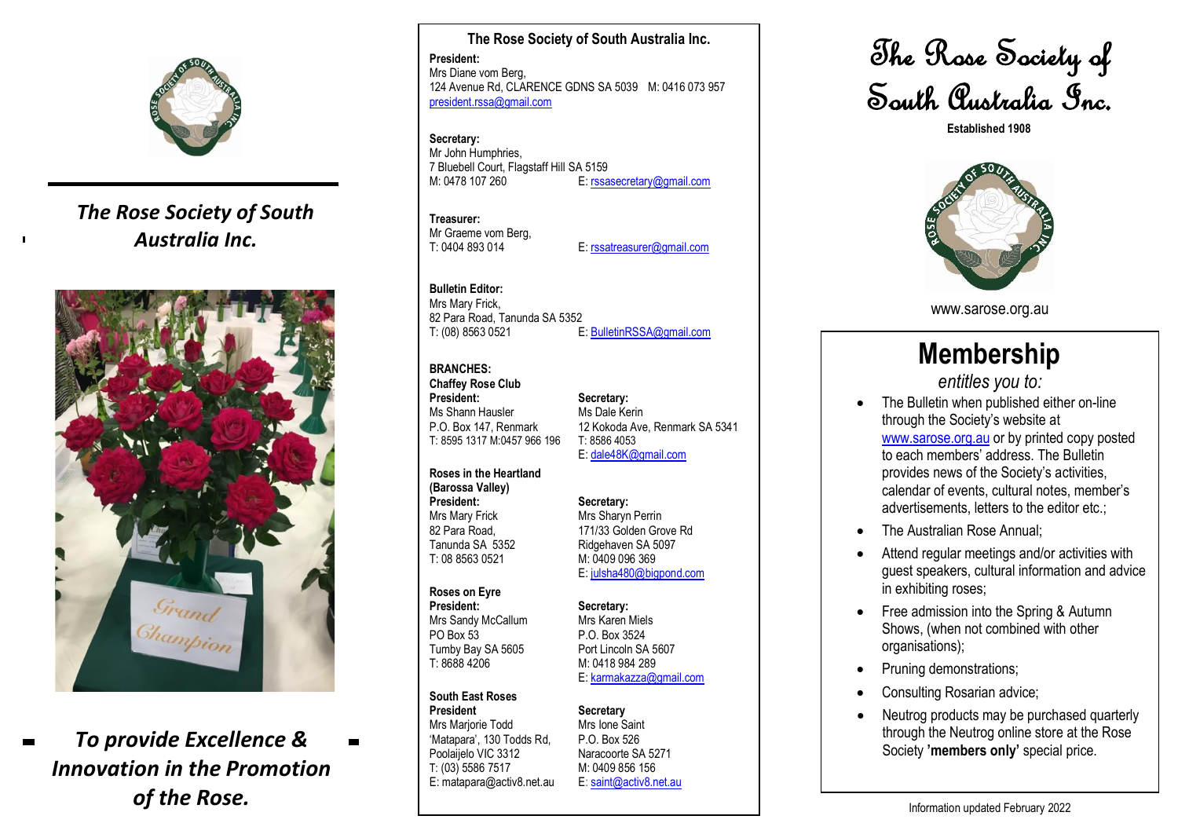*The Rose Society of South Australia Inc.*

Grand Champion

*To provide Excellence & Innovation in the Promotion of the Rose.*

### The Rose Society of South Australia Inc.

**President:**
Mrs Diane vom Berg,
124 Avenue Rd, CLARENCE GDNS SA 5039 M: 0416 073 957
president.rssa@gmail.com

**Secretary:**
Mr John Humphries,
7 Bluebell Court, Flagstaff Hill SA 5159
M: 0478 107 260 E: rssasecretary@gmail.com

**Treasurer:**
Mr Graeme vom Berg,
T: 0404 893 014 E: rssatreasurer@gmail.com

**Bulletin Editor:**
Mrs Mary Frick,
82 Para Road, Tanunda SA 5352
T: (08) 8563 0521 E: BulletinRSSA@gmail.com

**BRANCHES:**

**Chaffey Rose Club**

**President:**
Ms Shann Hausler
P.O. Box 147, Renmark
T: 8595 1317 M:0457 966 196

**Secretary:**
Ms Dale Kerin
12 Kokoda Ave, Renmark SA 5341
T: 8586 4053
E: dale48K@gmail.com

**Roses in the Heartland (Barossa Valley)**

**President:**
Mrs Mary Frick
82 Para Road,
Tanunda SA 5352
T: 08 8563 0521

**Secretary:**
Mrs Sharyn Perrin
171/33 Golden Grove Rd
Ridgehaven SA 5097
M: 0409 096 369
E: julsha480@bigpond.com

**Roses on Eyre**

**President:**
Mrs Sandy McCallum
PO Box 53
Tumby Bay SA 5605
T: 8688 4206

**Secretary:**
Mrs Karen Miels
P.O. Box 3524
Port Lincoln SA 5607
M: 0418 984 289
E: karmakazza@gmail.com

**South East Roses**

**President**
Mrs Marjorie Todd
'Matapara', 130 Todds Rd,
Poolaijelo VIC 3312
T: (03) 5586 7517
E: matapara@activ8.net.au

**Secretary**
Mrs Ione Saint
P.O. Box 526
Naracoorte SA 5271
M: 0409 856 156
E: saint@activ8.net.au

# The Rose Society of South Australia Inc.

**Established 1908**

www.sarose.org.au

## Membership

*entitles you to:*

- The Bulletin when published either on-line through the Society's website at www.sarose.org.au or by printed copy posted to each members' address. The Bulletin provides news of the Society's activities, calendar of events, cultural notes, member's advertisements, letters to the editor etc.;
- The Australian Rose Annual;
- Attend regular meetings and/or activities with guest speakers, cultural information and advice in exhibiting roses;
- Free admission into the Spring & Autumn Shows, (when not combined with other organisations);
- Pruning demonstrations;
- Consulting Rosarian advice;
- Neutrog products may be purchased quarterly through the Neutrog online store at the Rose Society **'members only'** special price.

Information updated February 2022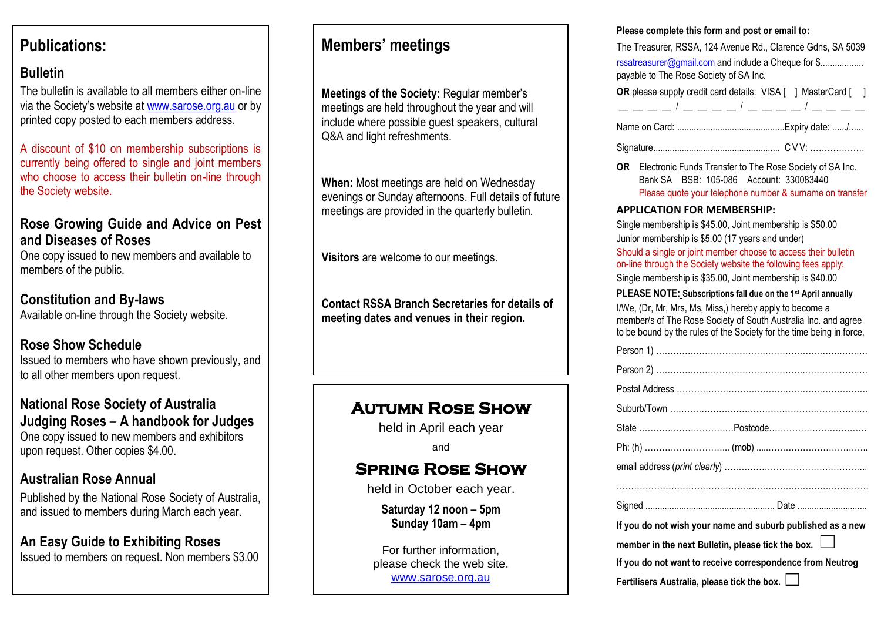# Publications:

## Bulletin

The bulletin is available to all members either on-line via the Society's website at www.sarose.org.au or by printed copy posted to each members address.

A discount of $10 on membership subscriptions is currently being offered to single and joint members who choose to access their bulletin on-line through the Society website.

## Rose Growing Guide and Advice on Pest and Diseases of Roses

One copy issued to new members and available to members of the public.

## Constitution and By-laws

Available on-line through the Society website.

## Rose Show Schedule

Issued to members who have shown previously, and to all other members upon request.

## National Rose Society of Australia Judging Roses – A handbook for Judges

One copy issued to new members and exhibitors upon request. Other copies $4.00.

## Australian Rose Annual

Published by the National Rose Society of Australia, and issued to members during March each year.

## An Easy Guide to Exhibiting Roses

Issued to members on request. Non members $3.00

# Members' meetings

**Meetings of the Society:** Regular member's meetings are held throughout the year and will include where possible guest speakers, cultural Q&A and light refreshments.

**When:** Most meetings are held on Wednesday evenings or Sunday afternoons. Full details of future meetings are provided in the quarterly bulletin.

**Visitors** are welcome to our meetings.

**Contact RSSA Branch Secretaries for details of meeting dates and venues in their region.**

## Autumn Rose Show

held in April each year

and

## Spring Rose Show

held in October each year.

**Saturday 12 noon – 5pm**
**Sunday 10am – 4pm**

For further information, please check the web site.
www.sarose.org.au

**Please complete this form and post or email to:**

The Treasurer, RSSA, 124 Avenue Rd., Clarence Gdns, SA 5039
rssatreasurer@gmail.com and include a Cheque for $.................. payable to The Rose Society of SA Inc.

**OR** please supply credit card details: VISA [ ] MasterCard [ ]
_ _ _ _ / _ _ _ _ / _ _ _ _ / _ _ _ _

Name on Card: .............................................Expiry date: ....../......

Signature.................................................... CVV: ..................

**OR** Electronic Funds Transfer to The Rose Society of SA Inc.
Bank SA BSB: 105-086 Account: 330083440
Please quote your telephone number & surname on transfer

**APPLICATION FOR MEMBERSHIP:**

Single membership is $45.00, Joint membership is $50.00
Junior membership is $5.00 (17 years and under)
Should a single or joint member choose to access their bulletin on-line through the Society website the following fees apply:
Single membership is $35.00, Joint membership is $40.00

**PLEASE NOTE: Subscriptions fall due on the 1st April annually**

I/We, (Dr, Mr, Mrs, Ms, Miss,) hereby apply to become a member/s of The Rose Society of South Australia Inc. and agree to be bound by the rules of the Society for the time being in force.

Person 1) ..........................................................................

Person 2) ..........................................................................

Postal Address ..................................................................

Suburb/Town ....................................................................

State ................................Postcode.................................

Ph: (h) ............................. (mob) .......................................

email address (*print clearly*) ................................................

......................................................................................

Signed ...................................................... Date .............................

**If you do not wish your name and suburb published as a new member in the next Bulletin, please tick the box.** ☐

**If you do not want to receive correspondence from Neutrog Fertilisers Australia, please tick the box.** ☐